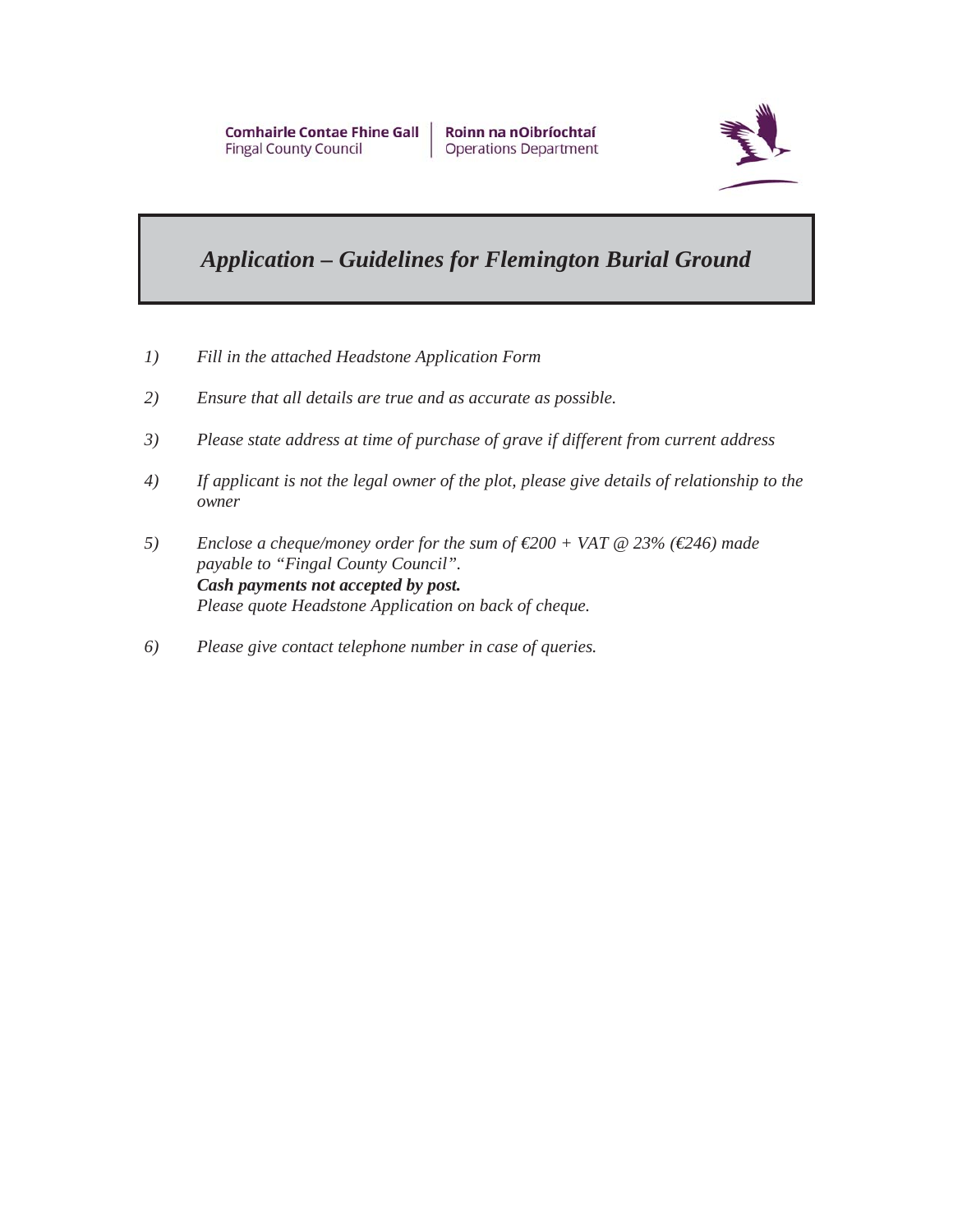Comhairle Contae Fhine Gall | Roinn na nOibríochtaí
Fingal County Council | Operations Department

# *Application – Guidelines for Flemington Burial Ground*

1) *Fill in the attached Headstone Application Form*

2) *Ensure that all details are true and as accurate as possible.*

3) *Please state address at time of purchase of grave if different from current address*

4) *If applicant is not the legal owner of the plot, please give details of relationship to the owner*

5) *Enclose a cheque/money order for the sum of €200 + VAT @ 23% (€246) made payable to "Fingal County Council".*
   ***Cash payments not accepted by post.***
   *Please quote Headstone Application on back of cheque.*

6) *Please give contact telephone number in case of queries.*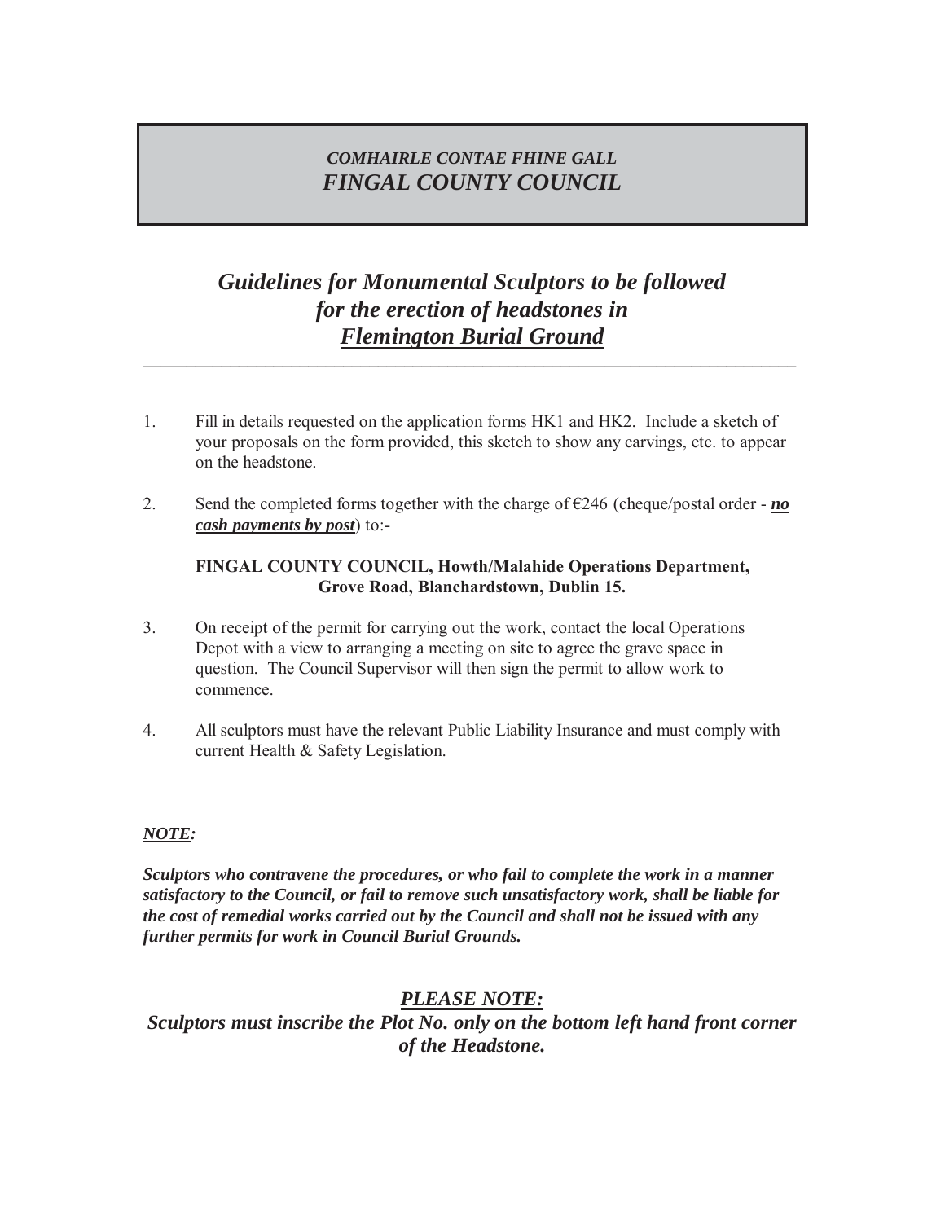***COMHAIRLE CONTAE FHINE GALL***
# *FINGAL COUNTY COUNCIL*

## *Guidelines for Monumental Sculptors to be followed for the erection of headstones in <u>Flemington Burial Ground</u>*

---

1. Fill in details requested on the application forms HK1 and HK2. Include a sketch of your proposals on the form provided, this sketch to show any carvings, etc. to appear on the headstone.

2. Send the completed forms together with the charge of €246 (cheque/postal order - ***<u>no cash payments by post</u>***) to:-

   **FINGAL COUNTY COUNCIL, Howth/Malahide Operations Department, Grove Road, Blanchardstown, Dublin 15.**

3. On receipt of the permit for carrying out the work, contact the local Operations Depot with a view to arranging a meeting on site to agree the grave space in question. The Council Supervisor will then sign the permit to allow work to commence.

4. All sculptors must have the relevant Public Liability Insurance and must comply with current Health & Safety Legislation.

***<u>NOTE</u>:***

***Sculptors who contravene the procedures, or who fail to complete the work in a manner satisfactory to the Council, or fail to remove such unsatisfactory work, shall be liable for the cost of remedial works carried out by the Council and shall not be issued with any further permits for work in Council Burial Grounds.***

***<u>PLEASE NOTE:</u>***

***Sculptors must inscribe the Plot No. only on the bottom left hand front corner of the Headstone.***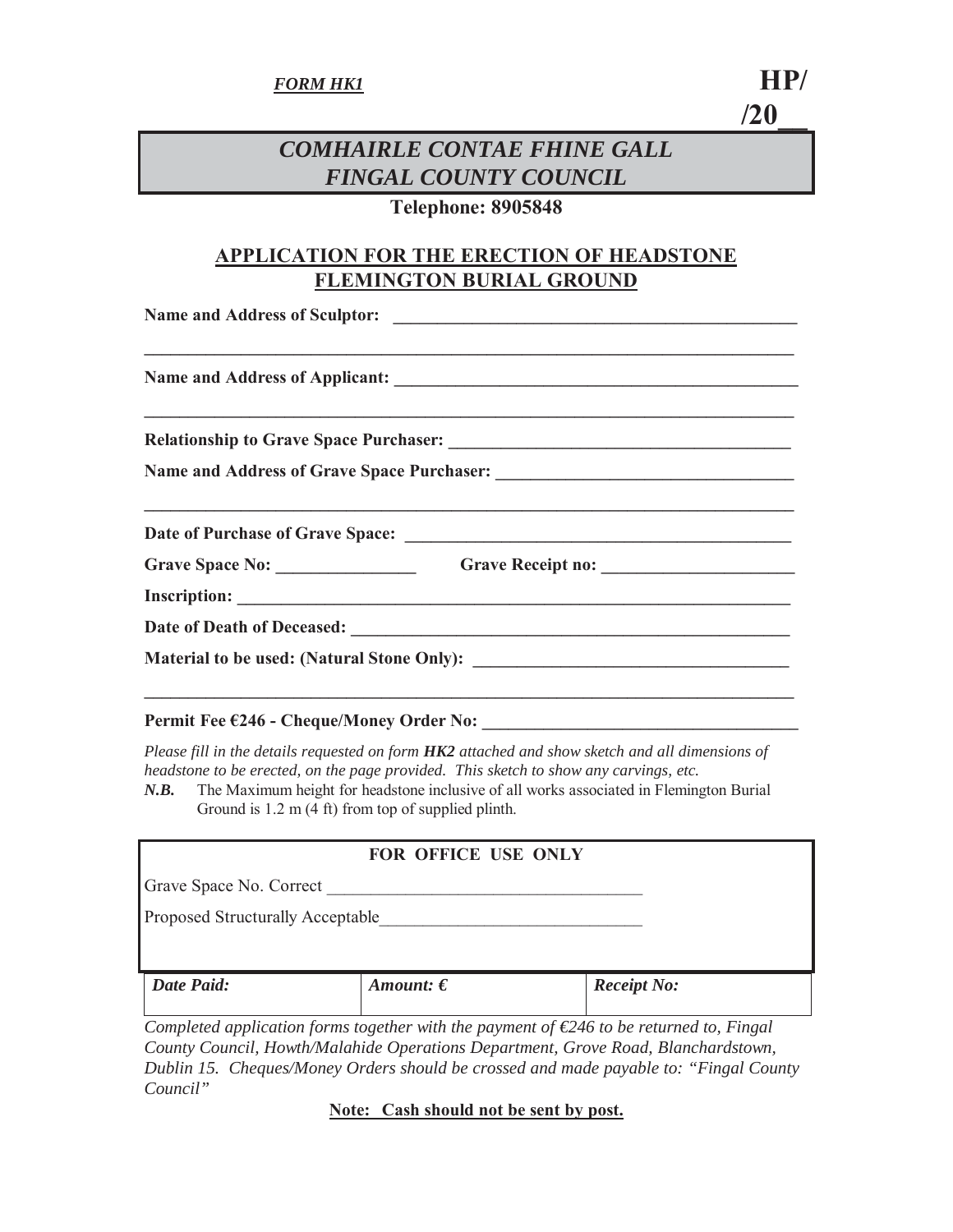*FORM HK1*

**HP/ /20__**

## *COMHAIRLE CONTAE FHINE GALL*
## *FINGAL COUNTY COUNCIL*

**Telephone: 8905848**

### APPLICATION FOR THE ERECTION OF HEADSTONE FLEMINGTON BURIAL GROUND

**Name and Address of Sculptor:** ______________________________________________

______________________________________________________________________

**Name and Address of Applicant:** ______________________________________________

______________________________________________________________________

**Relationship to Grave Space Purchaser:** ______________________________________

**Name and Address of Grave Space Purchaser:** __________________________________

______________________________________________________________________

**Date of Purchase of Grave Space:** ____________________________________________

**Grave Space No:** _______________ **Grave Receipt no:** _____________________

**Inscription:** _____________________________________________________________

**Date of Death of Deceased:** _________________________________________________

**Material to be used: (Natural Stone Only):** ___________________________________

______________________________________________________________________

**Permit Fee €246 - Cheque/Money Order No:** ____________________________________

*Please fill in the details requested on form* ***HK2*** *attached and show sketch and all dimensions of headstone to be erected, on the page provided. This sketch to show any carvings, etc.*

***N.B.*** The Maximum height for headstone inclusive of all works associated in Flemington Burial Ground is 1.2 m (4 ft) from top of supplied plinth.

**FOR OFFICE USE ONLY**

Grave Space No. Correct ___________________________________

Proposed Structurally Acceptable_____________________________

| *Date Paid:* | *Amount: €* | *Receipt No:* |
|---|---|---|
| | | |

*Completed application forms together with the payment of €246 to be returned to, Fingal County Council, Howth/Malahide Operations Department, Grove Road, Blanchardstown, Dublin 15. Cheques/Money Orders should be crossed and made payable to: "Fingal County Council"*

**Note: Cash should not be sent by post.**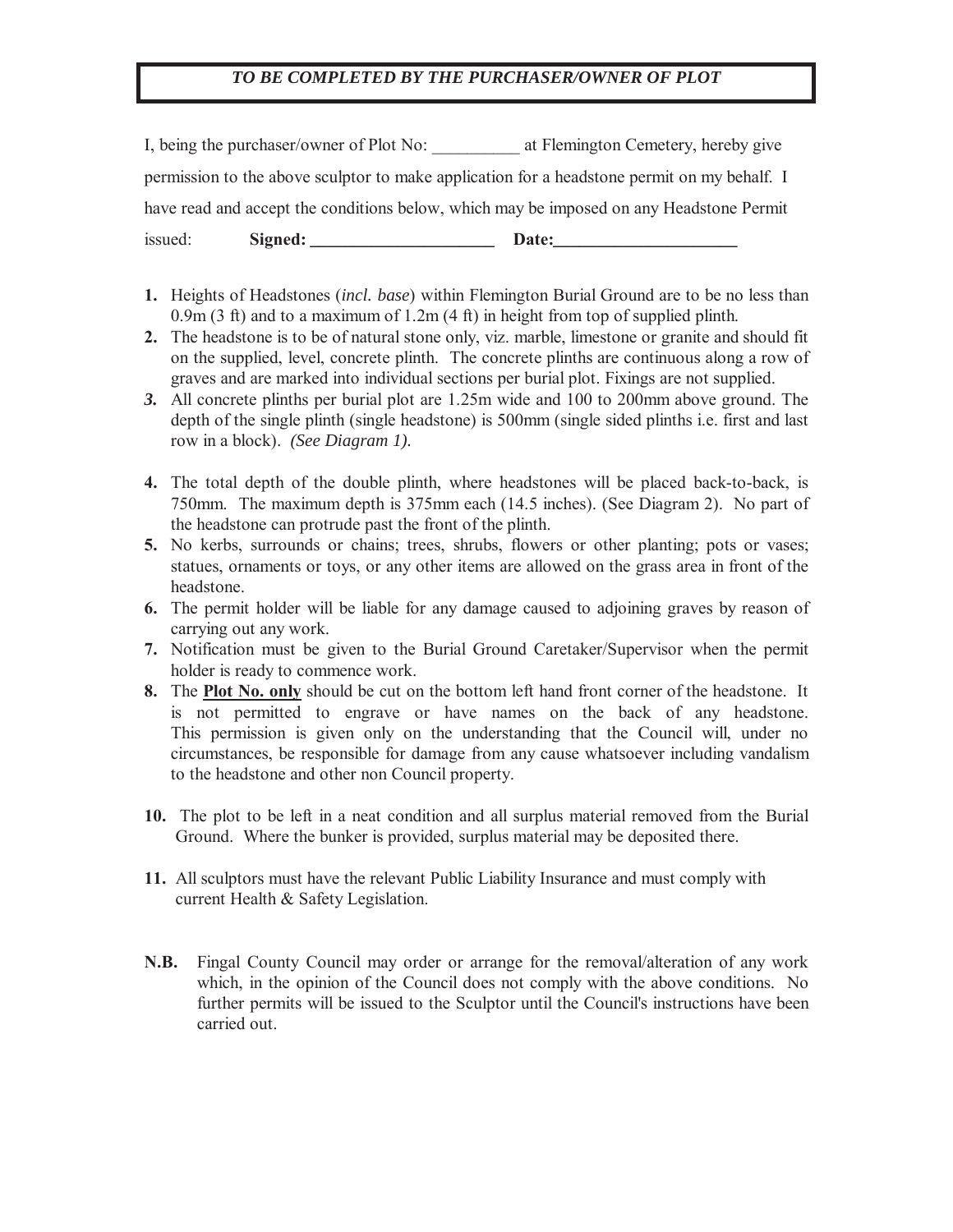***TO BE COMPLETED BY THE PURCHASER/OWNER OF PLOT***

I, being the purchaser/owner of Plot No: __________ at Flemington Cemetery, hereby give permission to the above sculptor to make application for a headstone permit on my behalf. I have read and accept the conditions below, which may be imposed on any Headstone Permit issued: **Signed: _____________________ Date:_____________________**

1. Heights of Headstones (*incl. base*) within Flemington Burial Ground are to be no less than 0.9m (3 ft) and to a maximum of 1.2m (4 ft) in height from top of supplied plinth.
2. The headstone is to be of natural stone only, viz. marble, limestone or granite and should fit on the supplied, level, concrete plinth. The concrete plinths are continuous along a row of graves and are marked into individual sections per burial plot. Fixings are not supplied.
3. All concrete plinths per burial plot are 1.25m wide and 100 to 200mm above ground. The depth of the single plinth (single headstone) is 500mm (single sided plinths i.e. first and last row in a block). *(See Diagram 1).*
4. The total depth of the double plinth, where headstones will be placed back-to-back, is 750mm. The maximum depth is 375mm each (14.5 inches). (See Diagram 2). No part of the headstone can protrude past the front of the plinth.
5. No kerbs, surrounds or chains; trees, shrubs, flowers or other planting; pots or vases; statues, ornaments or toys, or any other items are allowed on the grass area in front of the headstone.
6. The permit holder will be liable for any damage caused to adjoining graves by reason of carrying out any work.
7. Notification must be given to the Burial Ground Caretaker/Supervisor when the permit holder is ready to commence work.
8. The **Plot No. only** should be cut on the bottom left hand front corner of the headstone. It is not permitted to engrave or have names on the back of any headstone. This permission is given only on the understanding that the Council will, under no circumstances, be responsible for damage from any cause whatsoever including vandalism to the headstone and other non Council property.

10. The plot to be left in a neat condition and all surplus material removed from the Burial Ground. Where the bunker is provided, surplus material may be deposited there.

11. All sculptors must have the relevant Public Liability Insurance and must comply with current Health & Safety Legislation.

**N.B.** Fingal County Council may order or arrange for the removal/alteration of any work which, in the opinion of the Council does not comply with the above conditions. No further permits will be issued to the Sculptor until the Council's instructions have been carried out.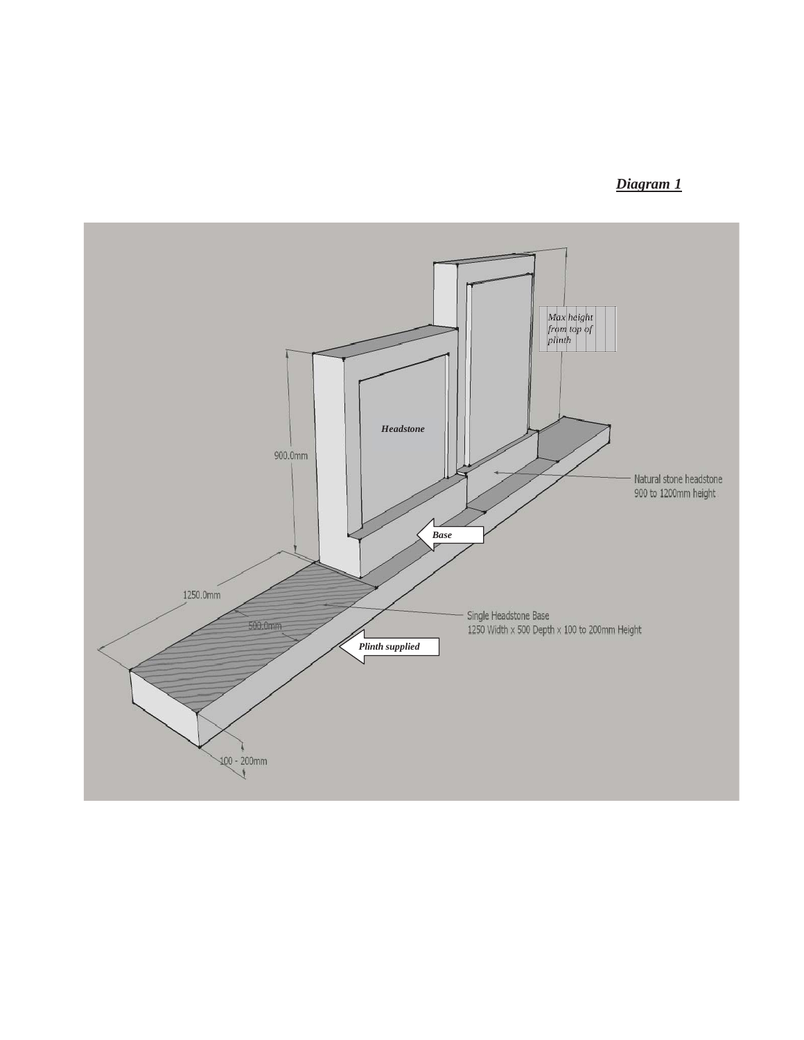***Diagram 1***

Max height from top of plinth

Headstone

900.0mm

Natural stone headstone
900 to 1200mm height

Base

1250.0mm

Single Headstone Base
1250 Width x 500 Depth x 100 to 200mm Height

500.0mm

Plinth supplied

100 - 200mm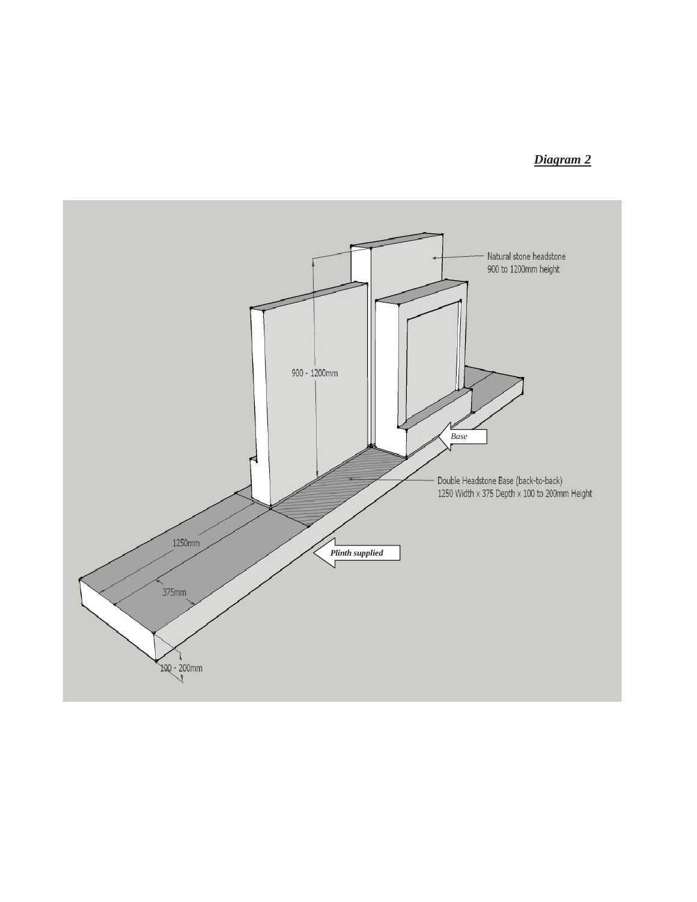***Diagram 2***

Natural stone headstone
900 to 1200mm height

900 - 1200mm

*Base*

Double Headstone Base (back-to-back)
1250 Width x 375 Depth x 100 to 200mm Height

1250mm

***Plinth supplied***

375mm

100 - 200mm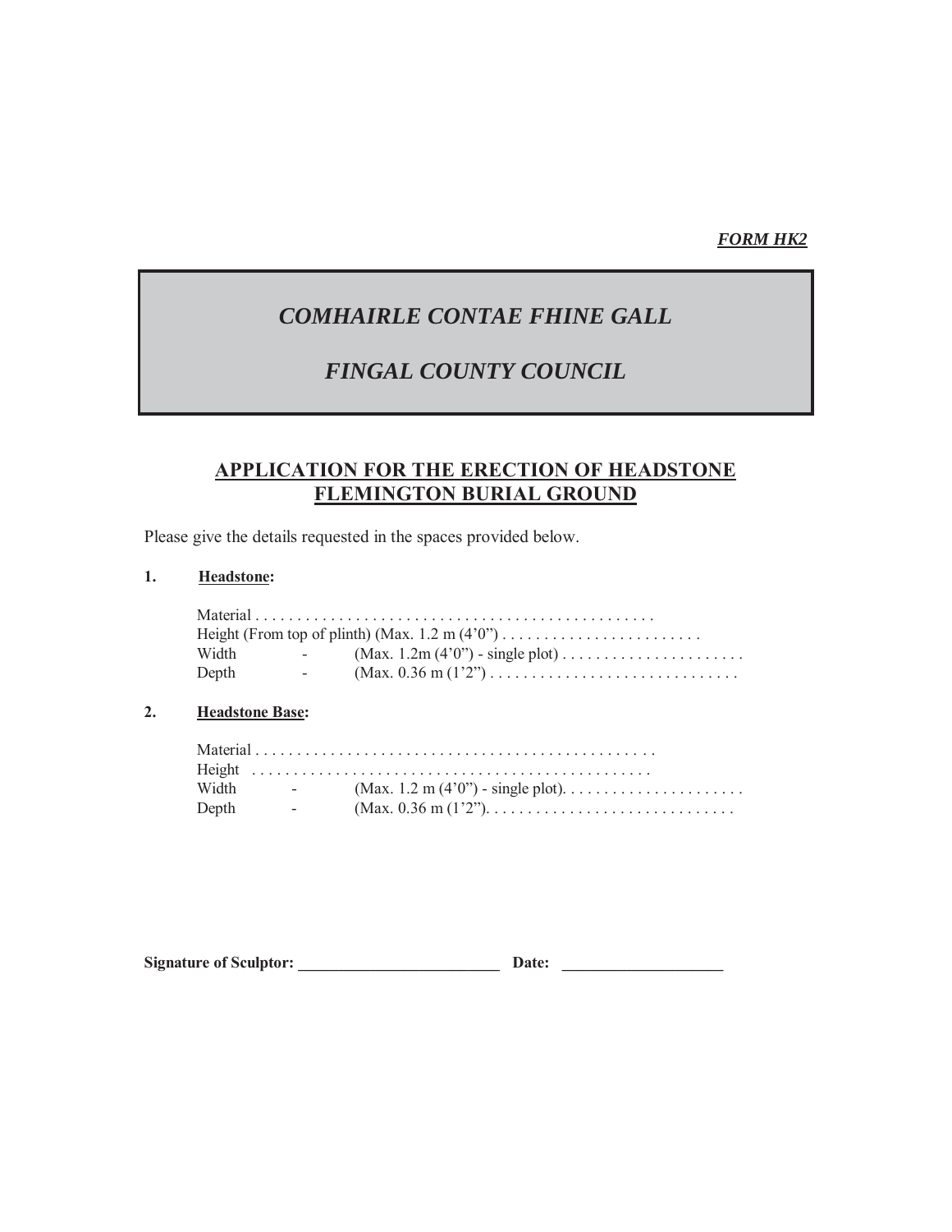*FORM HK2*

# *COMHAIRLE CONTAE FHINE GALL*

# *FINGAL COUNTY COUNCIL*

## APPLICATION FOR THE ERECTION OF HEADSTONE FLEMINGTON BURIAL GROUND

Please give the details requested in the spaces provided below.

**1. Headstone:**

Material . . . . . . . . . . . . . . . . . . . . . . . . . . . . . . . . . . . . . . . . . . . . . . .
Height (From top of plinth) (Max. 1.2 m (4'0") . . . . . . . . . . . . . . . . . . . . . . . .
Width - (Max. 1.2m (4'0") - single plot) . . . . . . . . . . . . . . . . . . . . . .
Depth - (Max. 0.36 m (1'2") . . . . . . . . . . . . . . . . . . . . . . . . . . . . .

**2. Headstone Base:**

Material . . . . . . . . . . . . . . . . . . . . . . . . . . . . . . . . . . . . . . . . . . . . . . .
Height . . . . . . . . . . . . . . . . . . . . . . . . . . . . . . . . . . . . . . . . . . . . . . .
Width - (Max. 1.2 m (4'0") - single plot). . . . . . . . . . . . . . . . . . . . . .
Depth - (Max. 0.36 m (1'2"). . . . . . . . . . . . . . . . . . . . . . . . . . . . .

**Signature of Sculptor:** _________________________ **Date:** ____________________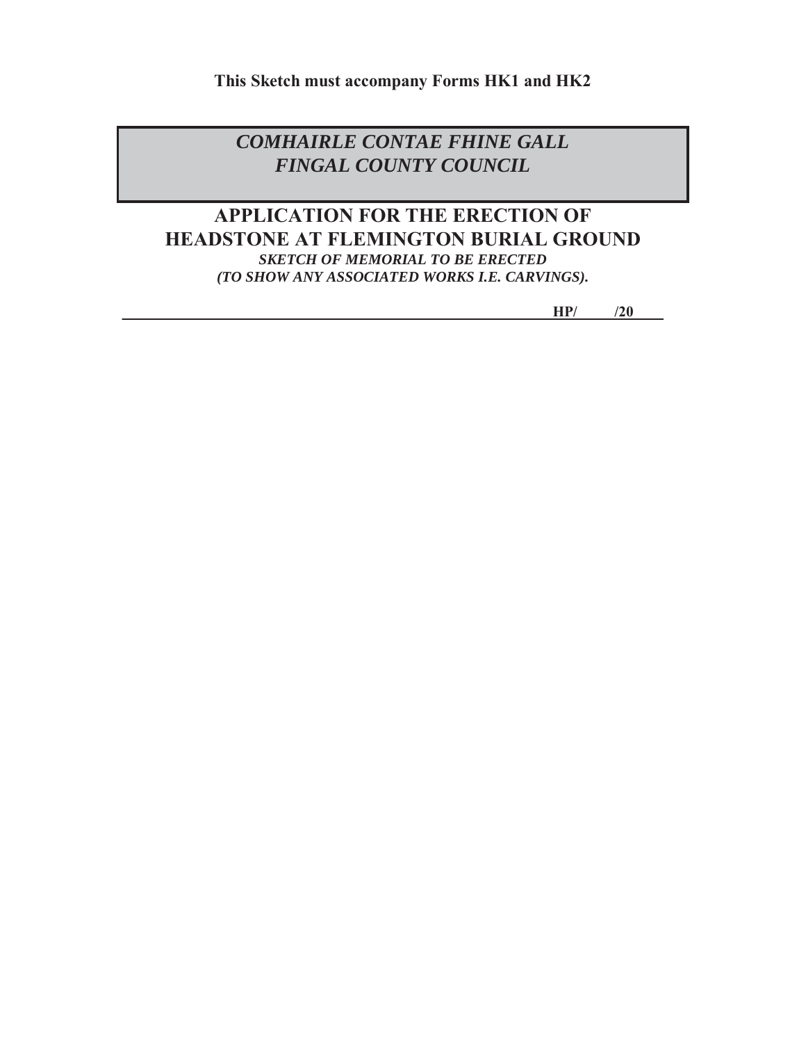**This Sketch must accompany Forms HK1 and HK2**

# *COMHAIRLE CONTAE FHINE GALL*
# *FINGAL COUNTY COUNCIL*

## APPLICATION FOR THE ERECTION OF HEADSTONE AT FLEMINGTON BURIAL GROUND

***SKETCH OF MEMORIAL TO BE ERECTED***
***(TO SHOW ANY ASSOCIATED WORKS I.E. CARVINGS).***

**HP/ /20**